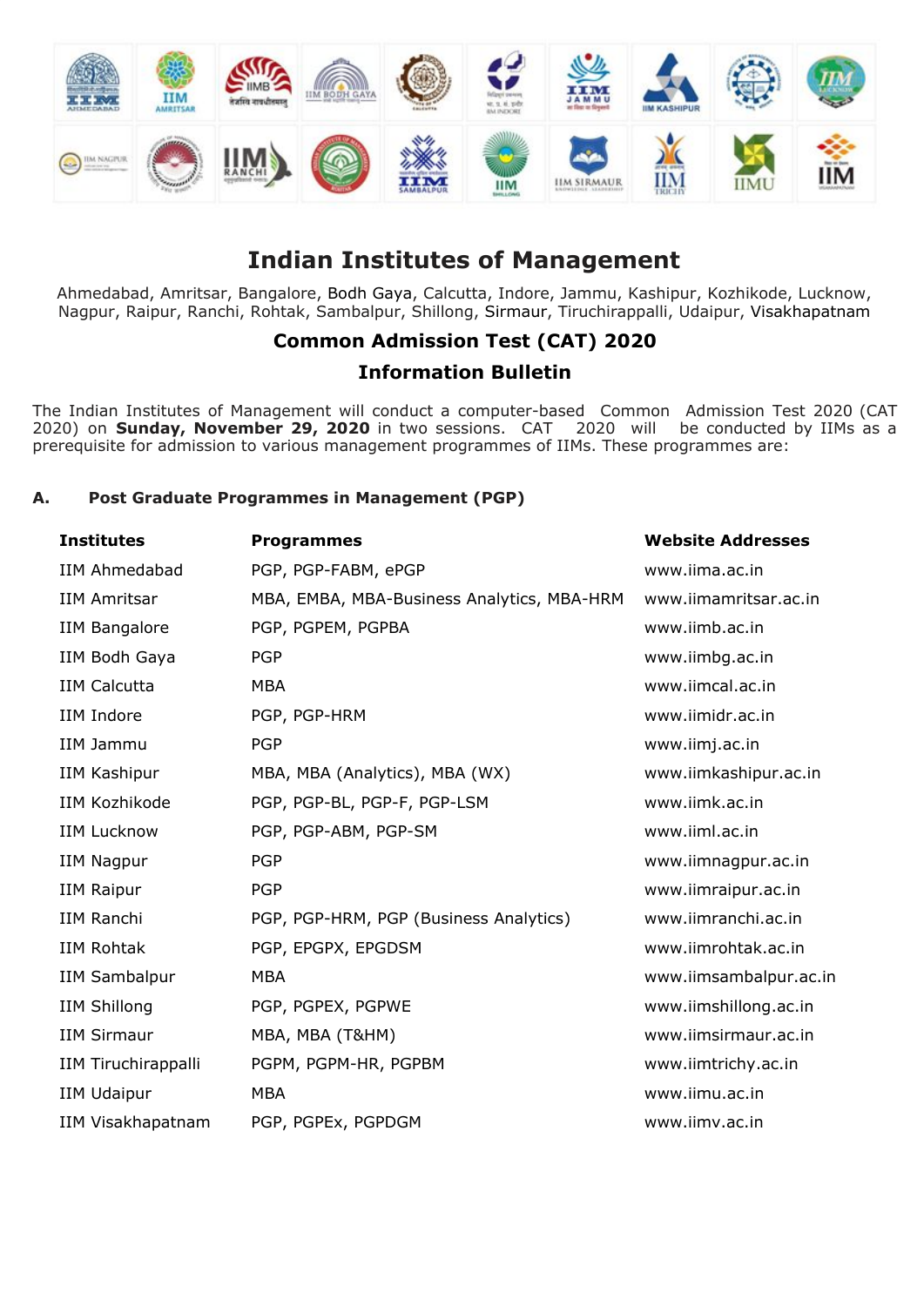# Indian Institutes of Management

Ahmedabad, Amritsar, Bangalore, Bodh Gaya, Calcutta, Indore, Jammu, Kashipur, Kozhikode, Lucknow, Nagpur, Raipur, Ranchi, Rohtak, Sambalpur, Shillong, Sirmaur, Tiruchirappalli, Udaipur, Visakhapatnam

## Common Admission Test (CAT) 2020

## Information Bulletin

The Indian Institutes of Management will conduct a computer-based Common Admission Test 2020 (CAT 2020) on **Sunday, November 29, 2020** in two sessions. CAT 2020 will be conducted by IIMs as a prerequisite for admission to various management programmes of IIMs. These programmes are:

### A. Post Graduate Programmes in Management (PGP)

| Institutes | Programmes | Website Addresses |
|---|---|---|
| IIM Ahmedabad | PGP, PGP-FABM, ePGP | www.iima.ac.in |
| IIM Amritsar | MBA, EMBA, MBA-Business Analytics, MBA-HRM | www.iimamritsar.ac.in |
| IIM Bangalore | PGP, PGPEM, PGPBA | www.iimb.ac.in |
| IIM Bodh Gaya | PGP | www.iimbg.ac.in |
| IIM Calcutta | MBA | www.iimcal.ac.in |
| IIM Indore | PGP, PGP-HRM | www.iimidr.ac.in |
| IIM Jammu | PGP | www.iimj.ac.in |
| IIM Kashipur | MBA, MBA (Analytics), MBA (WX) | www.iimkashipur.ac.in |
| IIM Kozhikode | PGP, PGP-BL, PGP-F, PGP-LSM | www.iimk.ac.in |
| IIM Lucknow | PGP, PGP-ABM, PGP-SM | www.iiml.ac.in |
| IIM Nagpur | PGP | www.iimnagpur.ac.in |
| IIM Raipur | PGP | www.iimraipur.ac.in |
| IIM Ranchi | PGP, PGP-HRM, PGP (Business Analytics) | www.iimranchi.ac.in |
| IIM Rohtak | PGP, EPGPX, EPGDSM | www.iimrohtak.ac.in |
| IIM Sambalpur | MBA | www.iimsambalpur.ac.in |
| IIM Shillong | PGP, PGPEX, PGPWE | www.iimshillong.ac.in |
| IIM Sirmaur | MBA, MBA (T&HM) | www.iimsirmaur.ac.in |
| IIM Tiruchirappalli | PGPM, PGPM-HR, PGPBM | www.iimtrichy.ac.in |
| IIM Udaipur | MBA | www.iimu.ac.in |
| IIM Visakhapatnam | PGP, PGPEx, PGPDGM | www.iimv.ac.in |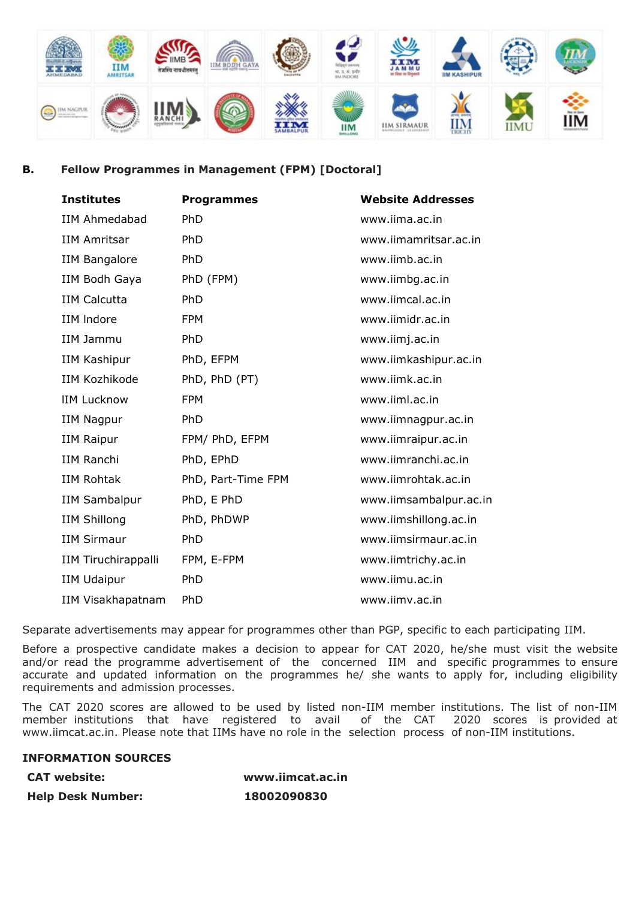## B. Fellow Programmes in Management (FPM) [Doctoral]

| Institutes | Programmes | Website Addresses |
|---|---|---|
| IIM Ahmedabad | PhD | www.iima.ac.in |
| IIM Amritsar | PhD | www.iimamritsar.ac.in |
| IIM Bangalore | PhD | www.iimb.ac.in |
| IIM Bodh Gaya | PhD (FPM) | www.iimbg.ac.in |
| IIM Calcutta | PhD | www.iimcal.ac.in |
| IIM Indore | FPM | www.iimidr.ac.in |
| IIM Jammu | PhD | www.iimj.ac.in |
| IIM Kashipur | PhD, EFPM | www.iimkashipur.ac.in |
| IIM Kozhikode | PhD, PhD (PT) | www.iimk.ac.in |
| IIM Lucknow | FPM | www.iiml.ac.in |
| IIM Nagpur | PhD | www.iimnagpur.ac.in |
| IIM Raipur | FPM/ PhD, EFPM | www.iimraipur.ac.in |
| IIM Ranchi | PhD, EPhD | www.iimranchi.ac.in |
| IIM Rohtak | PhD, Part-Time FPM | www.iimrohtak.ac.in |
| IIM Sambalpur | PhD, E PhD | www.iimsambalpur.ac.in |
| IIM Shillong | PhD, PhDWP | www.iimshillong.ac.in |
| IIM Sirmaur | PhD | www.iimsirmaur.ac.in |
| IIM Tiruchirappalli | FPM, E-FPM | www.iimtrichy.ac.in |
| IIM Udaipur | PhD | www.iimu.ac.in |
| IIM Visakhapatnam | PhD | www.iimv.ac.in |

Separate advertisements may appear for programmes other than PGP, specific to each participating IIM.

Before a prospective candidate makes a decision to appear for CAT 2020, he/she must visit the website and/or read the programme advertisement of the concerned IIM and specific programmes to ensure accurate and updated information on the programmes he/ she wants to apply for, including eligibility requirements and admission processes.

The CAT 2020 scores are allowed to be used by listed non-IIM member institutions. The list of non-IIM member institutions that have registered to avail of the CAT 2020 scores is provided at www.iimcat.ac.in. Please note that IIMs have no role in the selection process of non-IIM institutions.

**INFORMATION SOURCES**

| | |
|---|---|
| **CAT website:** | **www.iimcat.ac.in** |
| **Help Desk Number:** | **18002090830** |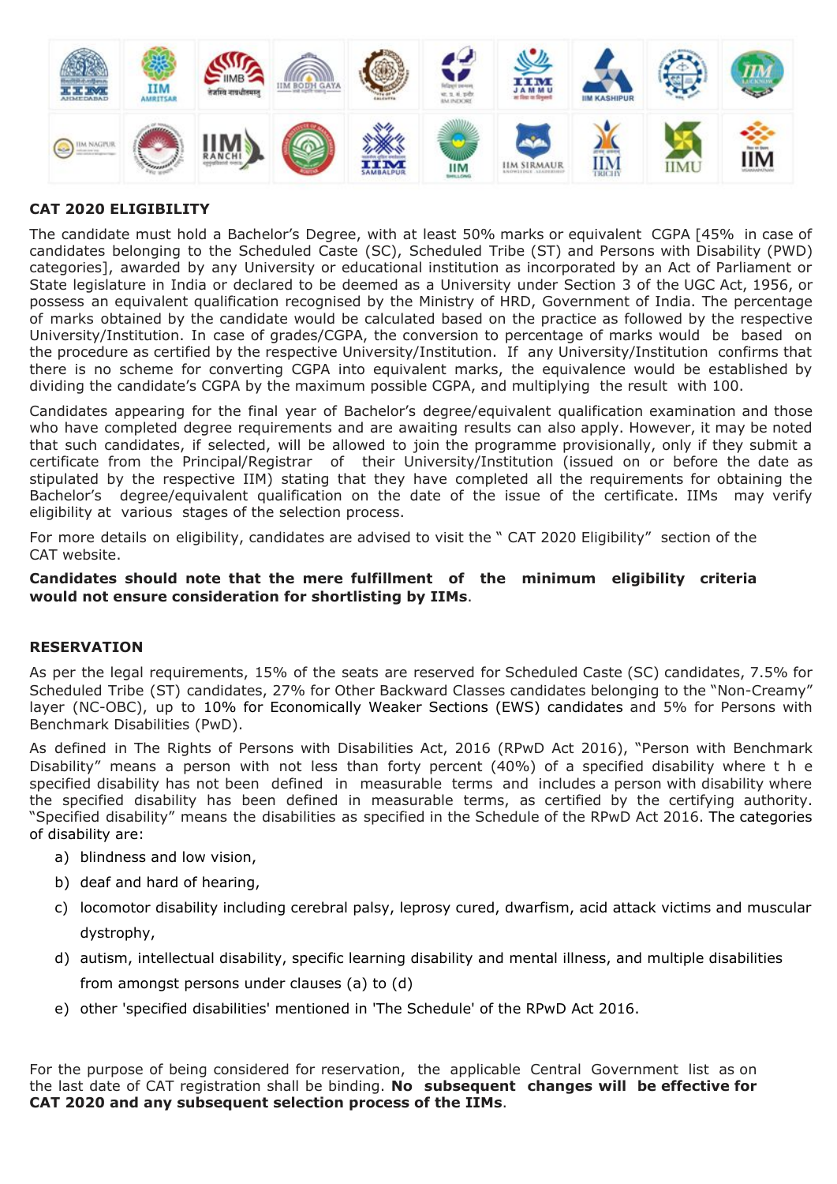## CAT 2020 ELIGIBILITY

The candidate must hold a Bachelor's Degree, with at least 50% marks or equivalent CGPA [45% in case of candidates belonging to the Scheduled Caste (SC), Scheduled Tribe (ST) and Persons with Disability (PWD) categories], awarded by any University or educational institution as incorporated by an Act of Parliament or State legislature in India or declared to be deemed as a University under Section 3 of the UGC Act, 1956, or possess an equivalent qualification recognised by the Ministry of HRD, Government of India. The percentage of marks obtained by the candidate would be calculated based on the practice as followed by the respective University/Institution. In case of grades/CGPA, the conversion to percentage of marks would be based on the procedure as certified by the respective University/Institution. If any University/Institution confirms that there is no scheme for converting CGPA into equivalent marks, the equivalence would be established by dividing the candidate's CGPA by the maximum possible CGPA, and multiplying the result with 100.

Candidates appearing for the final year of Bachelor's degree/equivalent qualification examination and those who have completed degree requirements and are awaiting results can also apply. However, it may be noted that such candidates, if selected, will be allowed to join the programme provisionally, only if they submit a certificate from the Principal/Registrar of their University/Institution (issued on or before the date as stipulated by the respective IIM) stating that they have completed all the requirements for obtaining the Bachelor's degree/equivalent qualification on the date of the issue of the certificate. IIMs may verify eligibility at various stages of the selection process.

For more details on eligibility, candidates are advised to visit the " CAT 2020 Eligibility" section of the CAT website.

**Candidates should note that the mere fulfillment of the minimum eligibility criteria would not ensure consideration for shortlisting by IIMs**.

## RESERVATION

As per the legal requirements, 15% of the seats are reserved for Scheduled Caste (SC) candidates, 7.5% for Scheduled Tribe (ST) candidates, 27% for Other Backward Classes candidates belonging to the "Non-Creamy" layer (NC-OBC), up to 10% for Economically Weaker Sections (EWS) candidates and 5% for Persons with Benchmark Disabilities (PwD).

As defined in The Rights of Persons with Disabilities Act, 2016 (RPwD Act 2016), "Person with Benchmark Disability" means a person with not less than forty percent (40%) of a specified disability where the specified disability has not been defined in measurable terms and includes a person with disability where the specified disability has been defined in measurable terms, as certified by the certifying authority. "Specified disability" means the disabilities as specified in the Schedule of the RPwD Act 2016. The categories of disability are:

a) blindness and low vision,
b) deaf and hard of hearing,
c) locomotor disability including cerebral palsy, leprosy cured, dwarfism, acid attack victims and muscular dystrophy,
d) autism, intellectual disability, specific learning disability and mental illness, and multiple disabilities from amongst persons under clauses (a) to (d)
e) other 'specified disabilities' mentioned in 'The Schedule' of the RPwD Act 2016.

For the purpose of being considered for reservation, the applicable Central Government list as on the last date of CAT registration shall be binding. **No subsequent changes will be effective for CAT 2020 and any subsequent selection process of the IIMs**.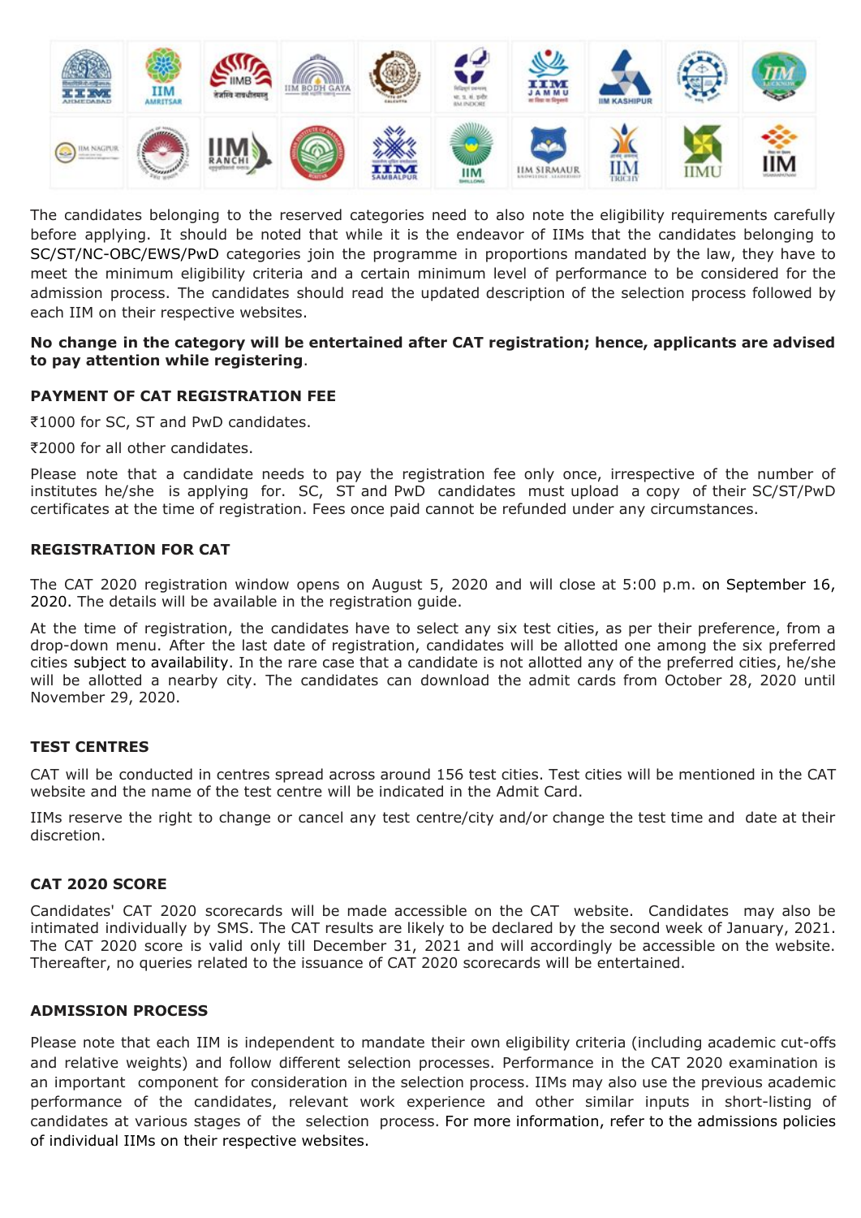The candidates belonging to the reserved categories need to also note the eligibility requirements carefully before applying. It should be noted that while it is the endeavor of IIMs that the candidates belonging to SC/ST/NC-OBC/EWS/PwD categories join the programme in proportions mandated by the law, they have to meet the minimum eligibility criteria and a certain minimum level of performance to be considered for the admission process. The candidates should read the updated description of the selection process followed by each IIM on their respective websites.

**No change in the category will be entertained after CAT registration; hence, applicants are advised to pay attention while registering**.

### PAYMENT OF CAT REGISTRATION FEE

₹1000 for SC, ST and PwD candidates.

₹2000 for all other candidates.

Please note that a candidate needs to pay the registration fee only once, irrespective of the number of institutes he/she is applying for. SC, ST and PwD candidates must upload a copy of their SC/ST/PwD certificates at the time of registration. Fees once paid cannot be refunded under any circumstances.

### REGISTRATION FOR CAT

The CAT 2020 registration window opens on August 5, 2020 and will close at 5:00 p.m. on September 16, 2020. The details will be available in the registration guide.

At the time of registration, the candidates have to select any six test cities, as per their preference, from a drop-down menu. After the last date of registration, candidates will be allotted one among the six preferred cities subject to availability. In the rare case that a candidate is not allotted any of the preferred cities, he/she will be allotted a nearby city. The candidates can download the admit cards from October 28, 2020 until November 29, 2020.

### TEST CENTRES

CAT will be conducted in centres spread across around 156 test cities. Test cities will be mentioned in the CAT website and the name of the test centre will be indicated in the Admit Card.

IIMs reserve the right to change or cancel any test centre/city and/or change the test time and date at their discretion.

### CAT 2020 SCORE

Candidates' CAT 2020 scorecards will be made accessible on the CAT website. Candidates may also be intimated individually by SMS. The CAT results are likely to be declared by the second week of January, 2021. The CAT 2020 score is valid only till December 31, 2021 and will accordingly be accessible on the website. Thereafter, no queries related to the issuance of CAT 2020 scorecards will be entertained.

### ADMISSION PROCESS

Please note that each IIM is independent to mandate their own eligibility criteria (including academic cut-offs and relative weights) and follow different selection processes. Performance in the CAT 2020 examination is an important component for consideration in the selection process. IIMs may also use the previous academic performance of the candidates, relevant work experience and other similar inputs in short-listing of candidates at various stages of the selection process. For more information, refer to the admissions policies of individual IIMs on their respective websites.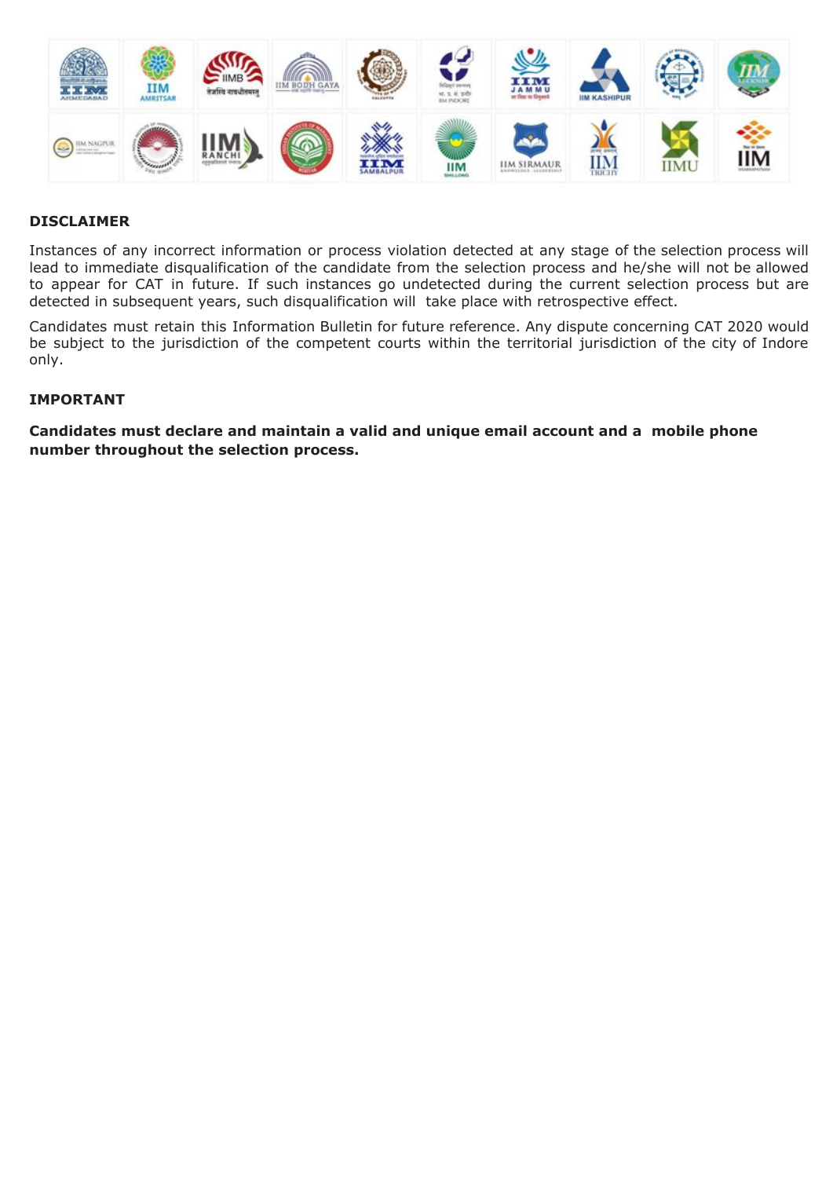## DISCLAIMER

Instances of any incorrect information or process violation detected at any stage of the selection process will lead to immediate disqualification of the candidate from the selection process and he/she will not be allowed to appear for CAT in future. If such instances go undetected during the current selection process but are detected in subsequent years, such disqualification will take place with retrospective effect.

Candidates must retain this Information Bulletin for future reference. Any dispute concerning CAT 2020 would be subject to the jurisdiction of the competent courts within the territorial jurisdiction of the city of Indore only.

## IMPORTANT

**Candidates must declare and maintain a valid and unique email account and a mobile phone number throughout the selection process.**